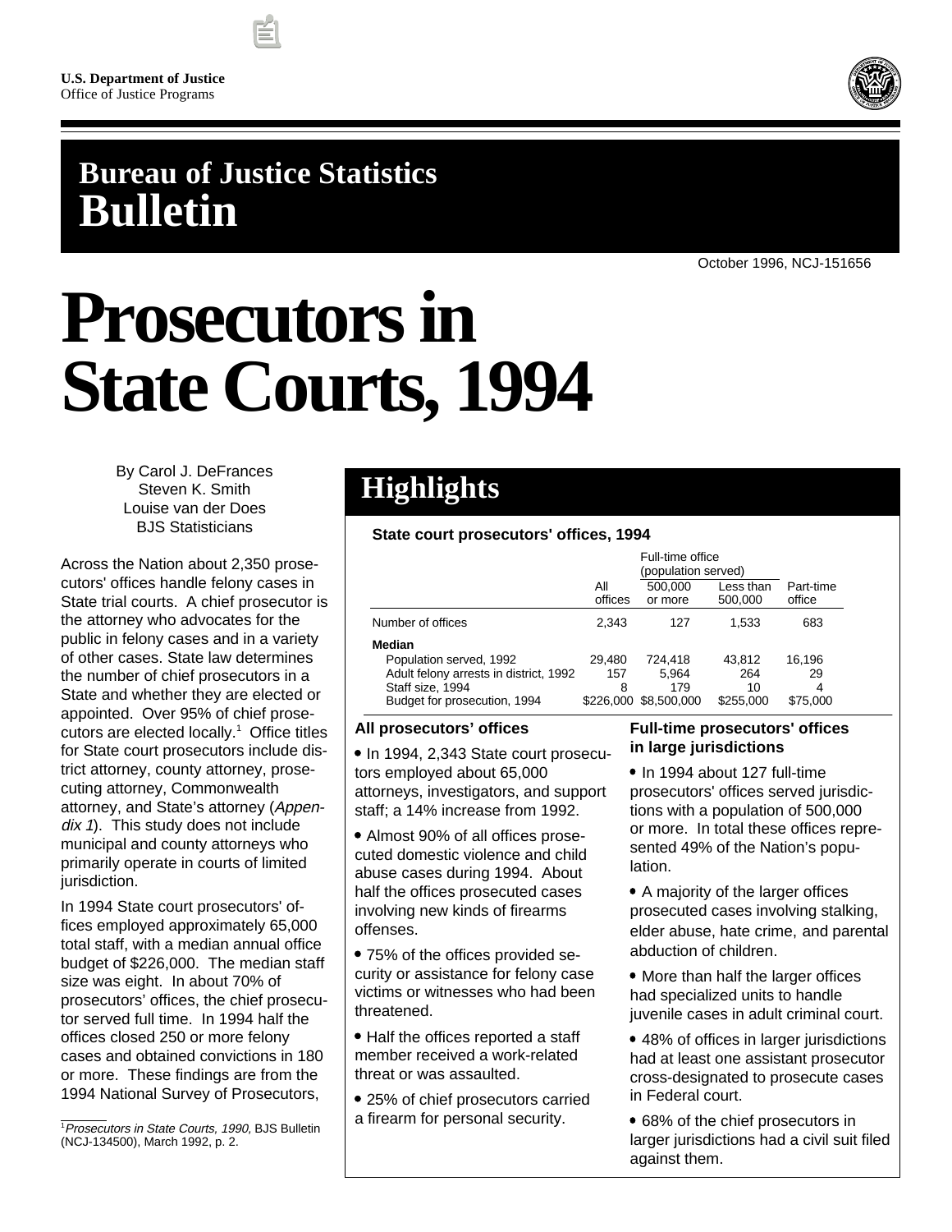U.S. Department of Justice
Office of Justice Programs

## Bureau of Justice Statistics Bulletin

October 1996, NCJ-151656

# Prosecutors in State Courts, 1994

By Carol J. DeFrances
Steven K. Smith
Louise van der Does
BJS Statisticians

Across the Nation about 2,350 prosecutors' offices handle felony cases in State trial courts. A chief prosecutor is the attorney who advocates for the public in felony cases and in a variety of other cases. State law determines the number of chief prosecutors in a State and whether they are elected or appointed. Over 95% of chief prosecutors are elected locally.[1] Office titles for State court prosecutors include district attorney, county attorney, prosecuting attorney, Commonwealth attorney, and State's attorney (*Appendix 1*). This study does not include municipal and county attorneys who primarily operate in courts of limited jurisdiction.

In 1994 State court prosecutors' offices employed approximately 65,000 total staff, with a median annual office budget of $226,000. The median staff size was eight. In about 70% of prosecutors' offices, the chief prosecutor served full time. In 1994 half the offices closed 250 or more felony cases and obtained convictions in 180 or more. These findings are from the 1994 National Survey of Prosecutors,

[1] *Prosecutors in State Courts, 1990,* BJS Bulletin (NCJ-134500), March 1992, p. 2.

## Highlights

**State court prosecutors' offices, 1994**

| | All offices | Full-time office (population served) 500,000 or more | Less than 500,000 | Part-time office |
|---|---|---|---|---|
| Number of offices | 2,343 | 127 | 1,533 | 683 |
| **Median** | | | | |
| Population served, 1992 | 29,480 | 724,418 | 43,812 | 16,196 |
| Adult felony arrests in district, 1992 | 157 | 5,964 | 264 | 29 |
| Staff size, 1994 | 8 | 179 | 10 | 4 |
| Budget for prosecution, 1994 | $226,000 | $8,500,000 | $255,000 | $75,000 |

**All prosecutors' offices**

- In 1994, 2,343 State court prosecutors employed about 65,000 attorneys, investigators, and support staff; a 14% increase from 1992.
- Almost 90% of all offices prosecuted domestic violence and child abuse cases during 1994. About half the offices prosecuted cases involving new kinds of firearms offenses.
- 75% of the offices provided security or assistance for felony case victims or witnesses who had been threatened.
- Half the offices reported a staff member received a work-related threat or was assaulted.
- 25% of chief prosecutors carried a firearm for personal security.

**Full-time prosecutors' offices in large jurisdictions**

- In 1994 about 127 full-time prosecutors' offices served jurisdictions with a population of 500,000 or more. In total these offices represented 49% of the Nation's population.
- A majority of the larger offices prosecuted cases involving stalking, elder abuse, hate crime, and parental abduction of children.
- More than half the larger offices had specialized units to handle juvenile cases in adult criminal court.
- 48% of offices in larger jurisdictions had at least one assistant prosecutor cross-designated to prosecute cases in Federal court.
- 68% of the chief prosecutors in larger jurisdictions had a civil suit filed against them.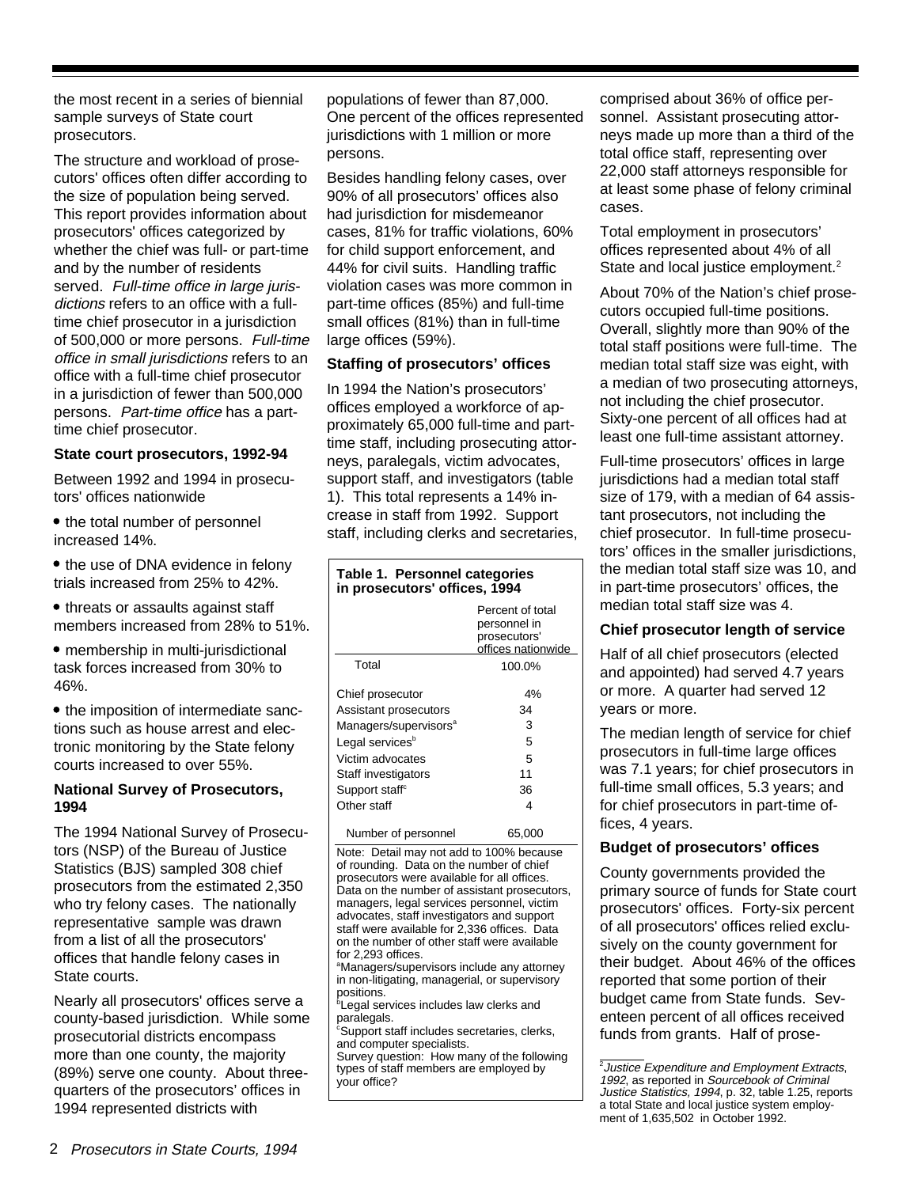the most recent in a series of biennial sample surveys of State court prosecutors.

The structure and workload of prosecutors' offices often differ according to the size of population being served. This report provides information about prosecutors' offices categorized by whether the chief was full- or part-time and by the number of residents served. *Full-time office in large jurisdictions* refers to an office with a full-time chief prosecutor in a jurisdiction of 500,000 or more persons. *Full-time office in small jurisdictions* refers to an office with a full-time chief prosecutor in a jurisdiction of fewer than 500,000 persons. *Part-time office* has a part-time chief prosecutor.

### State court prosecutors, 1992-94

Between 1992 and 1994 in prosecutors' offices nationwide

- the total number of personnel increased 14%.
- the use of DNA evidence in felony trials increased from 25% to 42%.
- threats or assaults against staff members increased from 28% to 51%.
- membership in multi-jurisdictional task forces increased from 30% to 46%.
- the imposition of intermediate sanctions such as house arrest and electronic monitoring by the State felony courts increased to over 55%.

### National Survey of Prosecutors, 1994

The 1994 National Survey of Prosecutors (NSP) of the Bureau of Justice Statistics (BJS) sampled 308 chief prosecutors from the estimated 2,350 who try felony cases. The nationally representative sample was drawn from a list of all the prosecutors' offices that handle felony cases in State courts.

Nearly all prosecutors' offices serve a county-based jurisdiction. While some prosecutorial districts encompass more than one county, the majority (89%) serve one county. About three-quarters of the prosecutors' offices in 1994 represented districts with populations of fewer than 87,000. One percent of the offices represented jurisdictions with 1 million or more persons.

Besides handling felony cases, over 90% of all prosecutors' offices also had jurisdiction for misdemeanor cases, 81% for traffic violations, 60% for child support enforcement, and 44% for civil suits. Handling traffic violation cases was more common in part-time offices (85%) and full-time small offices (81%) than in full-time large offices (59%).

### Staffing of prosecutors' offices

In 1994 the Nation's prosecutors' offices employed a workforce of approximately 65,000 full-time and part-time staff, including prosecuting attorneys, paralegals, victim advocates, support staff, and investigators (table 1). This total represents a 14% increase in staff from 1992. Support staff, including clerks and secretaries, comprised about 36% of office personnel. Assistant prosecuting attorneys made up more than a third of the total office staff, representing over 22,000 staff attorneys responsible for at least some phase of felony criminal cases.

**Table 1. Personnel categories in prosecutors' offices, 1994**

| | Percent of total personnel in prosecutors' offices nationwide |
|---|---|
| Total | 100.0% |
| Chief prosecutor | 4% |
| Assistant prosecutors | 34 |
| Managers/supervisors[a] | 3 |
| Legal services[b] | 5 |
| Victim advocates | 5 |
| Staff investigators | 11 |
| Support staff[c] | 36 |
| Other staff | 4 |
| Number of personnel | 65,000 |

Note: Detail may not add to 100% because of rounding. Data on the number of chief prosecutors were available for all offices. Data on the number of assistant prosecutors, managers, legal services personnel, victim advocates, staff investigators and support staff were available for 2,336 offices. Data on the number of other staff were available for 2,293 offices.
[a]Managers/supervisors include any attorney in non-litigating, managerial, or supervisory positions.
[b]Legal services includes law clerks and paralegals.
[c]Support staff includes secretaries, clerks, and computer specialists.
Survey question: How many of the following types of staff members are employed by your office?

Total employment in prosecutors' offices represented about 4% of all State and local justice employment.[2]

About 70% of the Nation's chief prosecutors occupied full-time positions. Overall, slightly more than 90% of the total staff positions were full-time. The median total staff size was eight, with a median of two prosecuting attorneys, not including the chief prosecutor. Sixty-one percent of all offices had at least one full-time assistant attorney.

Full-time prosecutors' offices in large jurisdictions had a median total staff size of 179, with a median of 64 assistant prosecutors, not including the chief prosecutor. In full-time prosecutors' offices in the smaller jurisdictions, the median total staff size was 10, and in part-time prosecutors' offices, the median total staff size was 4.

### Chief prosecutor length of service

Half of all chief prosecutors (elected and appointed) had served 4.7 years or more. A quarter had served 12 years or more.

The median length of service for chief prosecutors in full-time large offices was 7.1 years; for chief prosecutors in full-time small offices, 5.3 years; and for chief prosecutors in part-time offices, 4 years.

### Budget of prosecutors' offices

County governments provided the primary source of funds for State court prosecutors' offices. Forty-six percent of all prosecutors' offices relied exclusively on the county government for their budget. About 46% of the offices reported that some portion of their budget came from State funds. Seventeen percent of all offices received funds from grants. Half of prose-

[2]*Justice Expenditure and Employment Extracts, 1992*, as reported in *Sourcebook of Criminal Justice Statistics, 1994*, p. 32, table 1.25, reports a total State and local justice system employment of 1,635,502 in October 1992.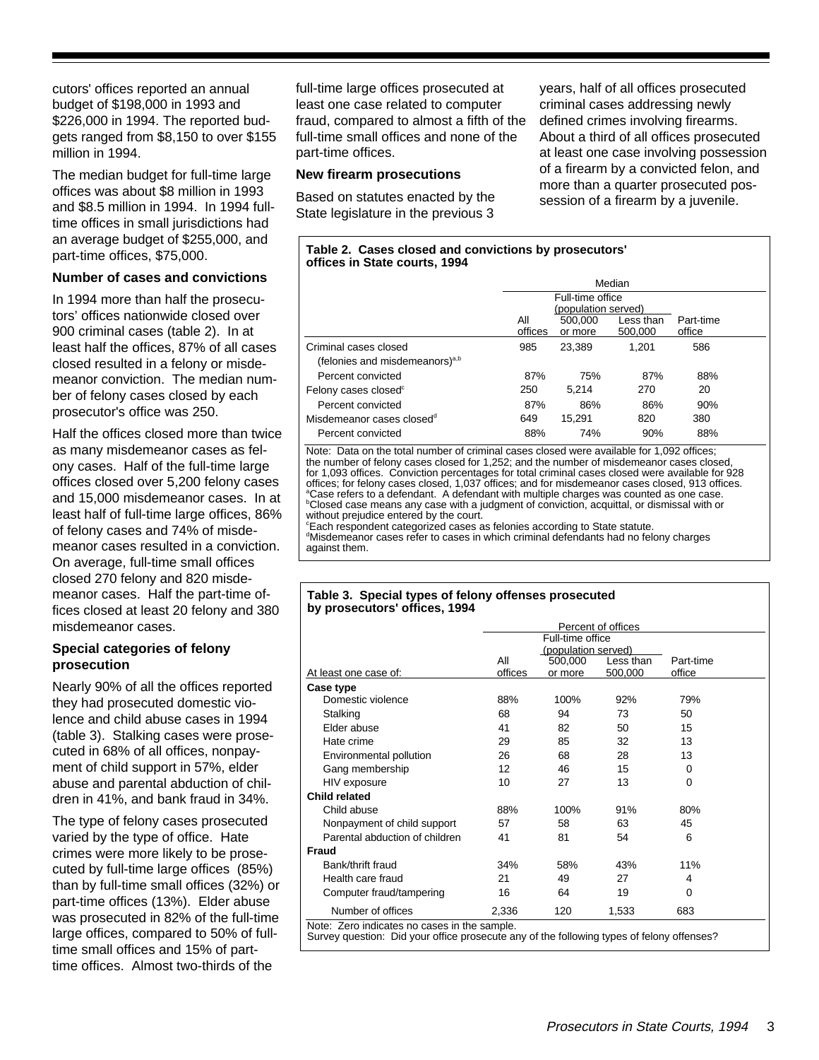cutors' offices reported an annual budget of $198,000 in 1993 and $226,000 in 1994. The reported budgets ranged from $8,150 to over $155 million in 1994.

The median budget for full-time large offices was about $8 million in 1993 and $8.5 million in 1994. In 1994 full-time offices in small jurisdictions had an average budget of $255,000, and part-time offices, $75,000.

### Number of cases and convictions

In 1994 more than half the prosecutors' offices nationwide closed over 900 criminal cases (table 2). In at least half the offices, 87% of all cases closed resulted in a felony or misdemeanor conviction. The median number of felony cases closed by each prosecutor's office was 250.

Half the offices closed more than twice as many misdemeanor cases as felony cases. Half of the full-time large offices closed over 5,200 felony cases and 15,000 misdemeanor cases. In at least half of full-time large offices, 86% of felony cases and 74% of misdemeanor cases resulted in a conviction. On average, full-time small offices closed 270 felony and 820 misdemeanor cases. Half the part-time offices closed at least 20 felony and 380 misdemeanor cases.

### Special categories of felony prosecution

Nearly 90% of all the offices reported they had prosecuted domestic violence and child abuse cases in 1994 (table 3). Stalking cases were prosecuted in 68% of all offices, nonpayment of child support in 57%, elder abuse and parental abduction of children in 41%, and bank fraud in 34%.

The type of felony cases prosecuted varied by the type of office. Hate crimes were more likely to be prosecuted by full-time large offices (85%) than by full-time small offices (32%) or part-time offices (13%). Elder abuse was prosecuted in 82% of the full-time large offices, compared to 50% of full-time small offices and 15% of part-time offices. Almost two-thirds of the full-time large offices prosecuted at least one case related to computer fraud, compared to almost a fifth of the full-time small offices and none of the part-time offices.

### New firearm prosecutions

Based on statutes enacted by the State legislature in the previous 3 years, half of all offices prosecuted criminal cases addressing newly defined crimes involving firearms. About a third of all offices prosecuted at least one case involving possession of a firearm by a convicted felon, and more than a quarter prosecuted possession of a firearm by a juvenile.

**Table 2. Cases closed and convictions by prosecutors' offices in State courts, 1994**

| | Median | | | |
|---|---|---|---|---|
| | | Full-time office (population served) | | |
| | All offices | 500,000 or more | Less than 500,000 | Part-time office |
| Criminal cases closed (felonies and misdemeanors)[a,b] | 985 | 23,389 | 1,201 | 586 |
| Percent convicted | 87% | 75% | 87% | 88% |
| Felony cases closed[c] | 250 | 5,214 | 270 | 20 |
| Percent convicted | 87% | 86% | 86% | 90% |
| Misdemeanor cases closed[d] | 649 | 15,291 | 820 | 380 |
| Percent convicted | 88% | 74% | 90% | 88% |

Note: Data on the total number of criminal cases closed were available for 1,092 offices; the number of felony cases closed for 1,252; and the number of misdemeanor cases closed, for 1,093 offices. Conviction percentages for total criminal cases closed were available for 928 offices; for felony cases closed, 1,037 offices; and for misdemeanor cases closed, 913 offices.
[a]Case refers to a defendant. A defendant with multiple charges was counted as one case.
[b]Closed case means any case with a judgment of conviction, acquittal, or dismissal with or without prejudice entered by the court.
[c]Each respondent categorized cases as felonies according to State statute.
[d]Misdemeanor cases refer to cases in which criminal defendants had no felony charges against them.

**Table 3. Special types of felony offenses prosecuted by prosecutors' offices, 1994**

| | Percent of offices | | | |
|---|---|---|---|---|
| | | Full-time office (population served) | | |
| At least one case of: | All offices | 500,000 or more | Less than 500,000 | Part-time office |
| **Case type** | | | | |
| Domestic violence | 88% | 100% | 92% | 79% |
| Stalking | 68 | 94 | 73 | 50 |
| Elder abuse | 41 | 82 | 50 | 15 |
| Hate crime | 29 | 85 | 32 | 13 |
| Environmental pollution | 26 | 68 | 28 | 13 |
| Gang membership | 12 | 46 | 15 | 0 |
| HIV exposure | 10 | 27 | 13 | 0 |
| **Child related** | | | | |
| Child abuse | 88% | 100% | 91% | 80% |
| Nonpayment of child support | 57 | 58 | 63 | 45 |
| Parental abduction of children | 41 | 81 | 54 | 6 |
| **Fraud** | | | | |
| Bank/thrift fraud | 34% | 58% | 43% | 11% |
| Health care fraud | 21 | 49 | 27 | 4 |
| Computer fraud/tampering | 16 | 64 | 19 | 0 |
| Number of offices | 2,336 | 120 | 1,533 | 683 |

Note: Zero indicates no cases in the sample.
Survey question: Did your office prosecute any of the following types of felony offenses?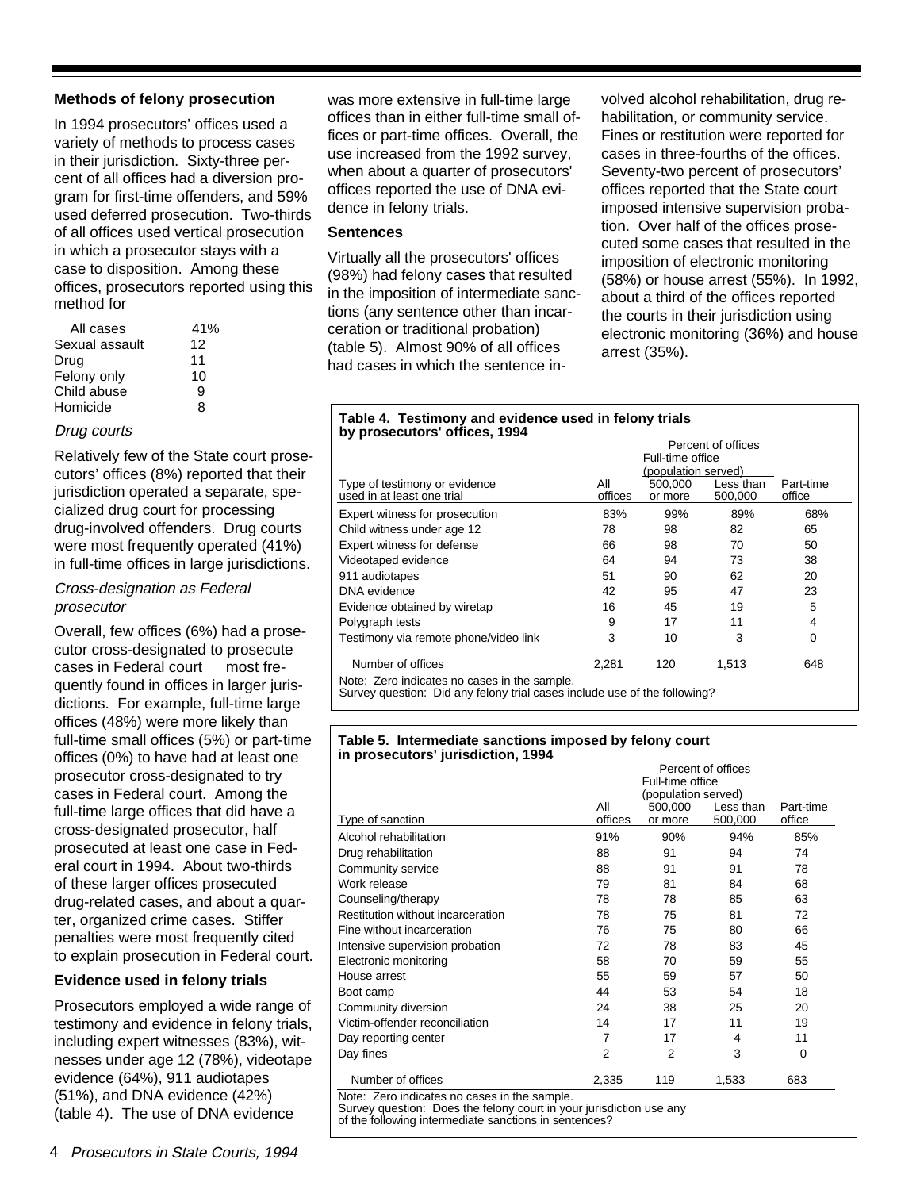### Methods of felony prosecution

In 1994 prosecutors' offices used a variety of methods to process cases in their jurisdiction. Sixty-three percent of all offices had a diversion program for first-time offenders, and 59% used deferred prosecution. Two-thirds of all offices used vertical prosecution in which a prosecutor stays with a case to disposition. Among these offices, prosecutors reported using this method for

| | |
|---|---|
| All cases | 41% |
| Sexual assault | 12 |
| Drug | 11 |
| Felony only | 10 |
| Child abuse | 9 |
| Homicide | 8 |

*Drug courts*

Relatively few of the State court prosecutors' offices (8%) reported that their jurisdiction operated a separate, specialized drug court for processing drug-involved offenders. Drug courts were most frequently operated (41%) in full-time offices in large jurisdictions.

*Cross-designation as Federal prosecutor*

Overall, few offices (6%) had a prosecutor cross-designated to prosecute cases in Federal court most frequently found in offices in larger jurisdictions. For example, full-time large offices (48%) were more likely than full-time small offices (5%) or part-time offices (0%) to have had at least one prosecutor cross-designated to try cases in Federal court. Among the full-time large offices that did have a cross-designated prosecutor, half prosecuted at least one case in Federal court in 1994. About two-thirds of these larger offices prosecuted drug-related cases, and about a quarter, organized crime cases. Stiffer penalties were most frequently cited to explain prosecution in Federal court.

### Evidence used in felony trials

Prosecutors employed a wide range of testimony and evidence in felony trials, including expert witnesses (83%), witnesses under age 12 (78%), videotape evidence (64%), 911 audiotapes (51%), and DNA evidence (42%) (table 4). The use of DNA evidence was more extensive in full-time large offices than in either full-time small offices or part-time offices. Overall, the use increased from the 1992 survey, when about a quarter of prosecutors' offices reported the use of DNA evidence in felony trials.

### Sentences

Virtually all the prosecutors' offices (98%) had felony cases that resulted in the imposition of intermediate sanctions (any sentence other than incarceration or traditional probation) (table 5). Almost 90% of all offices had cases in which the sentence involved alcohol rehabilitation, drug rehabilitation, or community service. Fines or restitution were reported for cases in three-fourths of the offices. Seventy-two percent of prosecutors' offices reported that the State court imposed intensive supervision probation. Over half of the offices prosecuted some cases that resulted in the imposition of electronic monitoring (58%) or house arrest (55%). In 1992, about a third of the offices reported the courts in their jurisdiction using electronic monitoring (36%) and house arrest (35%).

**Table 4. Testimony and evidence used in felony trials by prosecutors' offices, 1994**

| | Percent of offices | | | |
|---|---|---|---|---|
| | | Full-time office (population served) | | |
| Type of testimony or evidence used in at least one trial | All offices | 500,000 or more | Less than 500,000 | Part-time office |
| Expert witness for prosecution | 83% | 99% | 89% | 68% |
| Child witness under age 12 | 78 | 98 | 82 | 65 |
| Expert witness for defense | 66 | 98 | 70 | 50 |
| Videotaped evidence | 64 | 94 | 73 | 38 |
| 911 audiotapes | 51 | 90 | 62 | 20 |
| DNA evidence | 42 | 95 | 47 | 23 |
| Evidence obtained by wiretap | 16 | 45 | 19 | 5 |
| Polygraph tests | 9 | 17 | 11 | 4 |
| Testimony via remote phone/video link | 3 | 10 | 3 | 0 |
| Number of offices | 2,281 | 120 | 1,513 | 648 |

Note: Zero indicates no cases in the sample.
Survey question: Did any felony trial cases include use of the following?

**Table 5. Intermediate sanctions imposed by felony court in prosecutors' jurisdiction, 1994**

| | Percent of offices | | | |
|---|---|---|---|---|
| | | Full-time office (population served) | | |
| Type of sanction | All offices | 500,000 or more | Less than 500,000 | Part-time office |
| Alcohol rehabilitation | 91% | 90% | 94% | 85% |
| Drug rehabilitation | 88 | 91 | 94 | 74 |
| Community service | 88 | 91 | 91 | 78 |
| Work release | 79 | 81 | 84 | 68 |
| Counseling/therapy | 78 | 78 | 85 | 63 |
| Restitution without incarceration | 78 | 75 | 81 | 72 |
| Fine without incarceration | 76 | 75 | 80 | 66 |
| Intensive supervision probation | 72 | 78 | 83 | 45 |
| Electronic monitoring | 58 | 70 | 59 | 55 |
| House arrest | 55 | 59 | 57 | 50 |
| Boot camp | 44 | 53 | 54 | 18 |
| Community diversion | 24 | 38 | 25 | 20 |
| Victim-offender reconciliation | 14 | 17 | 11 | 19 |
| Day reporting center | 7 | 17 | 4 | 11 |
| Day fines | 2 | 2 | 3 | 0 |
| Number of offices | 2,335 | 119 | 1,533 | 683 |

Note: Zero indicates no cases in the sample.
Survey question: Does the felony court in your jurisdiction use any of the following intermediate sanctions in sentences?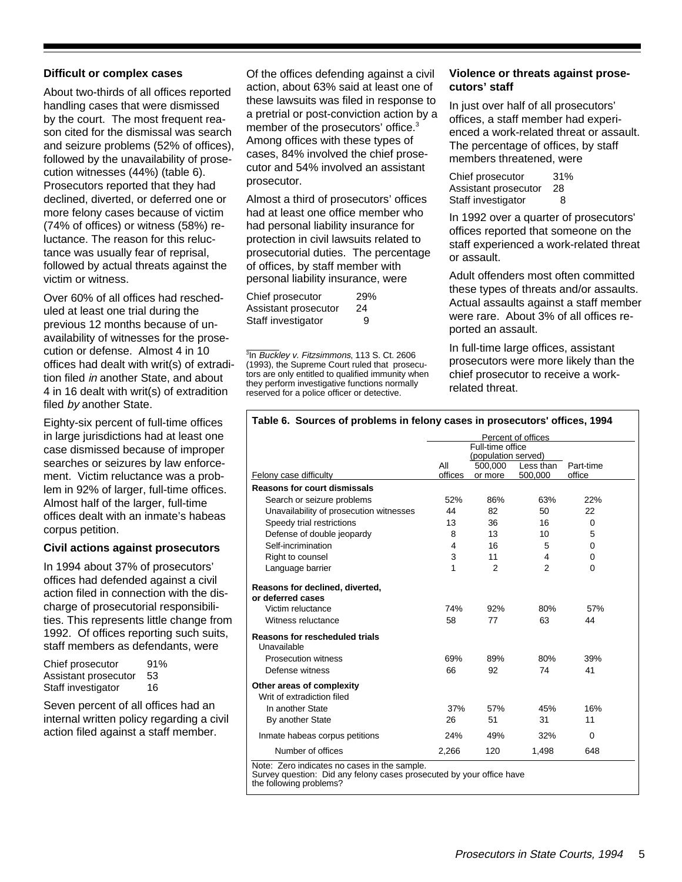### Difficult or complex cases

About two-thirds of all offices reported handling cases that were dismissed by the court. The most frequent reason cited for the dismissal was search and seizure problems (52% of offices), followed by the unavailability of prosecution witnesses (44%) (table 6). Prosecutors reported that they had declined, diverted, or deferred one or more felony cases because of victim (74% of offices) or witness (58%) reluctance. The reason for this reluctance was usually fear of reprisal, followed by actual threats against the victim or witness.

Over 60% of all offices had rescheduled at least one trial during the previous 12 months because of unavailability of witnesses for the prosecution or defense. Almost 4 in 10 offices had dealt with writ(s) of extradition filed *in* another State, and about 4 in 16 dealt with writ(s) of extradition filed *by* another State.

Eighty-six percent of full-time offices in large jurisdictions had at least one case dismissed because of improper searches or seizures by law enforcement. Victim reluctance was a problem in 92% of larger, full-time offices. Almost half of the larger, full-time offices dealt with an inmate's habeas corpus petition.

### Civil actions against prosecutors

In 1994 about 37% of prosecutors' offices had defended against a civil action filed in connection with the discharge of prosecutorial responsibilities. This represents little change from 1992. Of offices reporting such suits, staff members as defendants, were

| | |
|---|---|
| Chief prosecutor | 91% |
| Assistant prosecutor | 53 |
| Staff investigator | 16 |

Seven percent of all offices had an internal written policy regarding a civil action filed against a staff member.

Of the offices defending against a civil action, about 63% said at least one of these lawsuits was filed in response to a pretrial or post-conviction action by a member of the prosecutors' office.[3] Among offices with these types of cases, 84% involved the chief prosecutor and 54% involved an assistant prosecutor.

Almost a third of prosecutors' offices had at least one office member who had personal liability insurance for protection in civil lawsuits related to prosecutorial duties. The percentage of offices, by staff member with personal liability insurance, were

| | |
|---|---|
| Chief prosecutor | 29% |
| Assistant prosecutor | 24 |
| Staff investigator | 9 |

[3]In *Buckley v. Fitzsimmons*, 113 S. Ct. 2606 (1993), the Supreme Court ruled that prosecutors are only entitled to qualified immunity when they perform investigative functions normally reserved for a police officer or detective.

### Violence or threats against prosecutors' staff

In just over half of all prosecutors' offices, a staff member had experienced a work-related threat or assault. The percentage of offices, by staff members threatened, were

| | |
|---|---|
| Chief prosecutor | 31% |
| Assistant prosecutor | 28 |
| Staff investigator | 8 |

In 1992 over a quarter of prosecutors' offices reported that someone on the staff experienced a work-related threat or assault.

Adult offenders most often committed these types of threats and/or assaults. Actual assaults against a staff member were rare. About 3% of all offices reported an assault.

In full-time large offices, assistant prosecutors were more likely than the chief prosecutor to receive a work-related threat.

**Table 6. Sources of problems in felony cases in prosecutors' offices, 1994**

| | Percent of offices | | | |
|---|---|---|---|---|
| | | Full-time office (population served) | | |
| Felony case difficulty | All offices | 500,000 or more | Less than 500,000 | Part-time office |
| **Reasons for court dismissals** | | | | |
| Search or seizure problems | 52% | 86% | 63% | 22% |
| Unavailability of prosecution witnesses | 44 | 82 | 50 | 22 |
| Speedy trial restrictions | 13 | 36 | 16 | 0 |
| Defense of double jeopardy | 8 | 13 | 10 | 5 |
| Self-incrimination | 4 | 16 | 5 | 0 |
| Right to counsel | 3 | 11 | 4 | 0 |
| Language barrier | 1 | 2 | 2 | 0 |
| **Reasons for declined, diverted, or deferred cases** | | | | |
| Victim reluctance | 74% | 92% | 80% | 57% |
| Witness reluctance | 58 | 77 | 63 | 44 |
| **Reasons for rescheduled trials** | | | | |
| Unavailable | | | | |
| Prosecution witness | 69% | 89% | 80% | 39% |
| Defense witness | 66 | 92 | 74 | 41 |
| **Other areas of complexity** | | | | |
| Writ of extradiction filed | | | | |
| In another State | 37% | 57% | 45% | 16% |
| By another State | 26 | 51 | 31 | 11 |
| Inmate habeas corpus petitions | 24% | 49% | 32% | 0 |
| Number of offices | 2,266 | 120 | 1,498 | 648 |

Note: Zero indicates no cases in the sample.
Survey question: Did any felony cases prosecuted by your office have the following problems?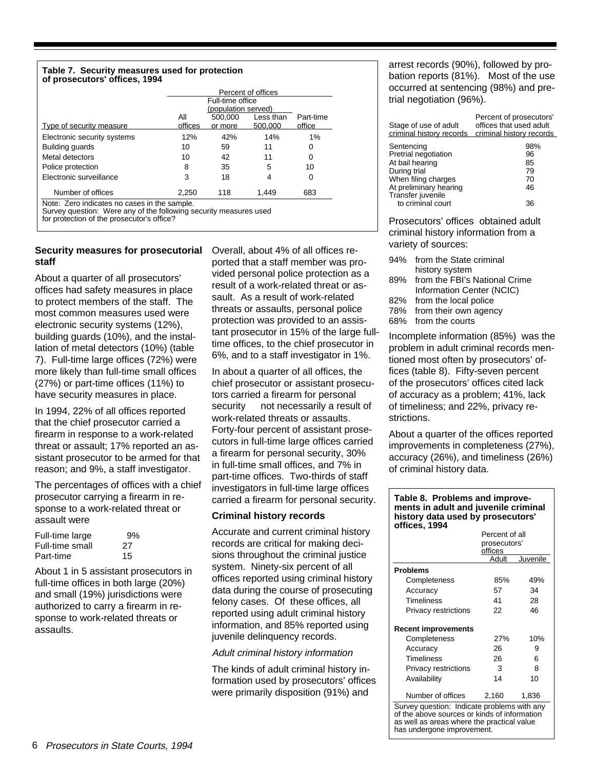**Table 7. Security measures used for protection of prosecutors' offices, 1994**

| | Percent of offices | | | |
|---|---|---|---|---|
| | | Full-time office (population served) | | |
| Type of security measure | All offices | 500,000 or more | Less than 500,000 | Part-time office |
| Electronic security systems | 12% | 42% | 14% | 1% |
| Building guards | 10 | 59 | 11 | 0 |
| Metal detectors | 10 | 42 | 11 | 0 |
| Police protection | 8 | 35 | 5 | 10 |
| Electronic surveillance | 3 | 18 | 4 | 0 |
| Number of offices | 2,250 | 118 | 1,449 | 683 |

Note: Zero indicates no cases in the sample.
Survey question: Were any of the following security measures used for protection of the prosecutor's office?

### Security measures for prosecutorial staff

About a quarter of all prosecutors' offices had safety measures in place to protect members of the staff. The most common measures used were electronic security systems (12%), building guards (10%), and the installation of metal detectors (10%) (table 7). Full-time large offices (72%) were more likely than full-time small offices (27%) or part-time offices (11%) to have security measures in place.

In 1994, 22% of all offices reported that the chief prosecutor carried a firearm in response to a work-related threat or assault; 17% reported an assistant prosecutor to be armed for that reason; and 9%, a staff investigator.

The percentages of offices with a chief prosecutor carrying a firearm in response to a work-related threat or assault were

| | |
|---|---|
| Full-time large | 9% |
| Full-time small | 27 |
| Part-time | 15 |

About 1 in 5 assistant prosecutors in full-time offices in both large (20%) and small (19%) jurisdictions were authorized to carry a firearm in response to work-related threats or assaults.

Overall, about 4% of all offices reported that a staff member was provided personal police protection as a result of a work-related threat or assault. As a result of work-related threats or assaults, personal police protection was provided to an assistant prosecutor in 15% of the large full-time offices, to the chief prosecutor in 6%, and to a staff investigator in 1%.

In about a quarter of all offices, the chief prosecutor or assistant prosecutors carried a firearm for personal security — not necessarily a result of work-related threats or assaults. Forty-four percent of assistant prosecutors in full-time large offices carried a firearm for personal security, 30% in full-time small offices, and 7% in part-time offices. Two-thirds of staff investigators in full-time large offices carried a firearm for personal security.

### Criminal history records

Accurate and current criminal history records are critical for making decisions throughout the criminal justice system. Ninety-six percent of all offices reported using criminal history data during the course of prosecuting felony cases. Of these offices, all reported using adult criminal history information, and 85% reported using juvenile delinquency records.

*Adult criminal history information*

The kinds of adult criminal history information used by prosecutors' offices were primarily disposition (91%) and arrest records (90%), followed by probation reports (81%). Most of the use occurred at sentencing (98%) and pretrial negotiation (96%).

| Stage of use of adult criminal history records | Percent of prosecutors' offices that used adult criminal history records |
|---|---|
| Sentencing | 98% |
| Pretrial negotiation | 96 |
| At bail hearing | 85 |
| During trial | 79 |
| When filing charges | 70 |
| At preliminary hearing | 46 |
| Transfer juvenile to criminal court | 36 |

Prosecutors' offices obtained adult criminal history information from a variety of sources:

- 94% from the State criminal history system
- 89% from the FBI's National Crime Information Center (NCIC)
- 82% from the local police
- 78% from their own agency
- 68% from the courts

Incomplete information (85%) was the problem in adult criminal records mentioned most often by prosecutors' offices (table 8). Fifty-seven percent of the prosecutors' offices cited lack of accuracy as a problem; 41%, lack of timeliness; and 22%, privacy restrictions.

About a quarter of the offices reported improvements in completeness (27%), accuracy (26%), and timeliness (26%) of criminal history data.

**Table 8. Problems and improvements in adult and juvenile criminal history data used by prosecutors' offices, 1994**

| | Percent of all prosecutors' offices | |
|---|---|---|
| | Adult | Juvenile |
| **Problems** | | |
| Completeness | 85% | 49% |
| Accuracy | 57 | 34 |
| Timeliness | 41 | 28 |
| Privacy restrictions | 22 | 46 |
| **Recent improvements** | | |
| Completeness | 27% | 10% |
| Accuracy | 26 | 9 |
| Timeliness | 26 | 6 |
| Privacy restrictions | 3 | 8 |
| Availability | 14 | 10 |
| Number of offices | 2,160 | 1,836 |

Survey question: Indicate problems with any of the above sources or kinds of information as well as areas where the practical value has undergone improvement.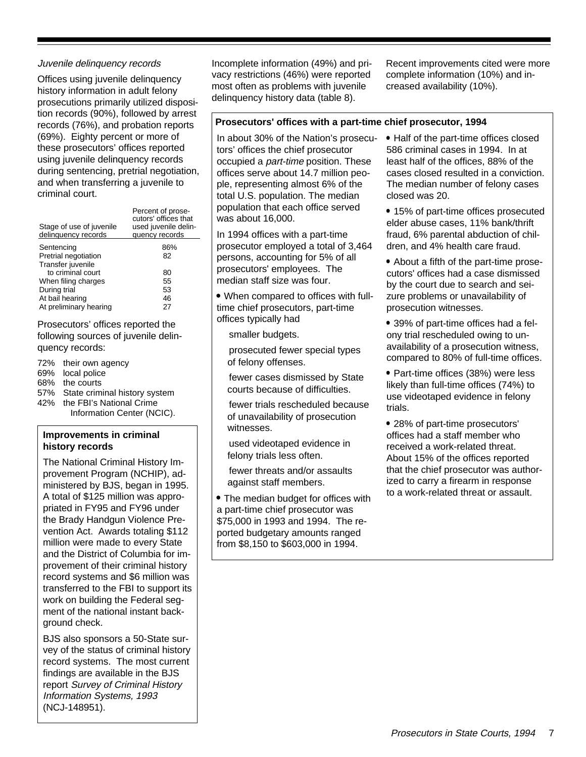*Juvenile delinquency records*

Offices using juvenile delinquency history information in adult felony prosecutions primarily utilized disposition records (90%), followed by arrest records (76%), and probation reports (69%). Eighty percent or more of these prosecutors' offices reported using juvenile delinquency records during sentencing, pretrial negotiation, and when transferring a juvenile to criminal court.

| Stage of use of juvenile delinquency records | Percent of prosecutors' offices that used juvenile delinquency records |
|---|---|
| Sentencing | 86% |
| Pretrial negotiation | 82 |
| Transfer juvenile to criminal court | 80 |
| When filing charges | 55 |
| During trial | 53 |
| At bail hearing | 46 |
| At preliminary hearing | 27 |

Prosecutors' offices reported the following sources of juvenile delinquency records:

- 72% their own agency
- 69% local police
- 68% the courts
- 57% State criminal history system
- 42% the FBI's National Crime Information Center (NCIC).

**Improvements in criminal history records**

The National Criminal History Improvement Program (NCHIP), administered by BJS, began in 1995. A total of $125 million was appropriated in FY95 and FY96 under the Brady Handgun Violence Prevention Act. Awards totaling $112 million were made to every State and the District of Columbia for improvement of their criminal history record systems and $6 million was transferred to the FBI to support its work on building the Federal segment of the national instant background check.

BJS also sponsors a 50-State survey of the status of criminal history record systems. The most current findings are available in the BJS report *Survey of Criminal History Information Systems, 1993* (NCJ-148951).

Incomplete information (49%) and privacy restrictions (46%) were reported most often as problems with juvenile delinquency history data (table 8).

Recent improvements cited were more complete information (10%) and increased availability (10%).

**Prosecutors' offices with a part-time chief prosecutor, 1994**

In about 30% of the Nation's prosecutors' offices the chief prosecutor occupied a *part-time* position. These offices serve about 14.7 million people, representing almost 6% of the total U.S. population. The median population that each office served was about 16,000.

In 1994 offices with a part-time prosecutor employed a total of 3,464 persons, accounting for 5% of all prosecutors' employees. The median staff size was four.

- When compared to offices with full-time chief prosecutors, part-time offices typically had

  smaller budgets.

  prosecuted fewer special types of felony offenses.

  fewer cases dismissed by State courts because of difficulties.

  fewer trials rescheduled because of unavailability of prosecution witnesses.

  used videotaped evidence in felony trials less often.

  fewer threats and/or assaults against staff members.

- The median budget for offices with a part-time chief prosecutor was $75,000 in 1993 and 1994. The reported budgetary amounts ranged from $8,150 to $603,000 in 1994.

- Half of the part-time offices closed 586 criminal cases in 1994. In at least half of the offices, 88% of the cases closed resulted in a conviction. The median number of felony cases closed was 20.

- 15% of part-time offices prosecuted elder abuse cases, 11% bank/thrift fraud, 6% parental abduction of children, and 4% health care fraud.

- About a fifth of the part-time prosecutors' offices had a case dismissed by the court due to search and seizure problems or unavailability of prosecution witnesses.

- 39% of part-time offices had a felony trial rescheduled owing to unavailability of a prosecution witness, compared to 80% of full-time offices.

- Part-time offices (38%) were less likely than full-time offices (74%) to use videotaped evidence in felony trials.

- 28% of part-time prosecutors' offices had a staff member who received a work-related threat. About 15% of the offices reported that the chief prosecutor was authorized to carry a firearm in response to a work-related threat or assault.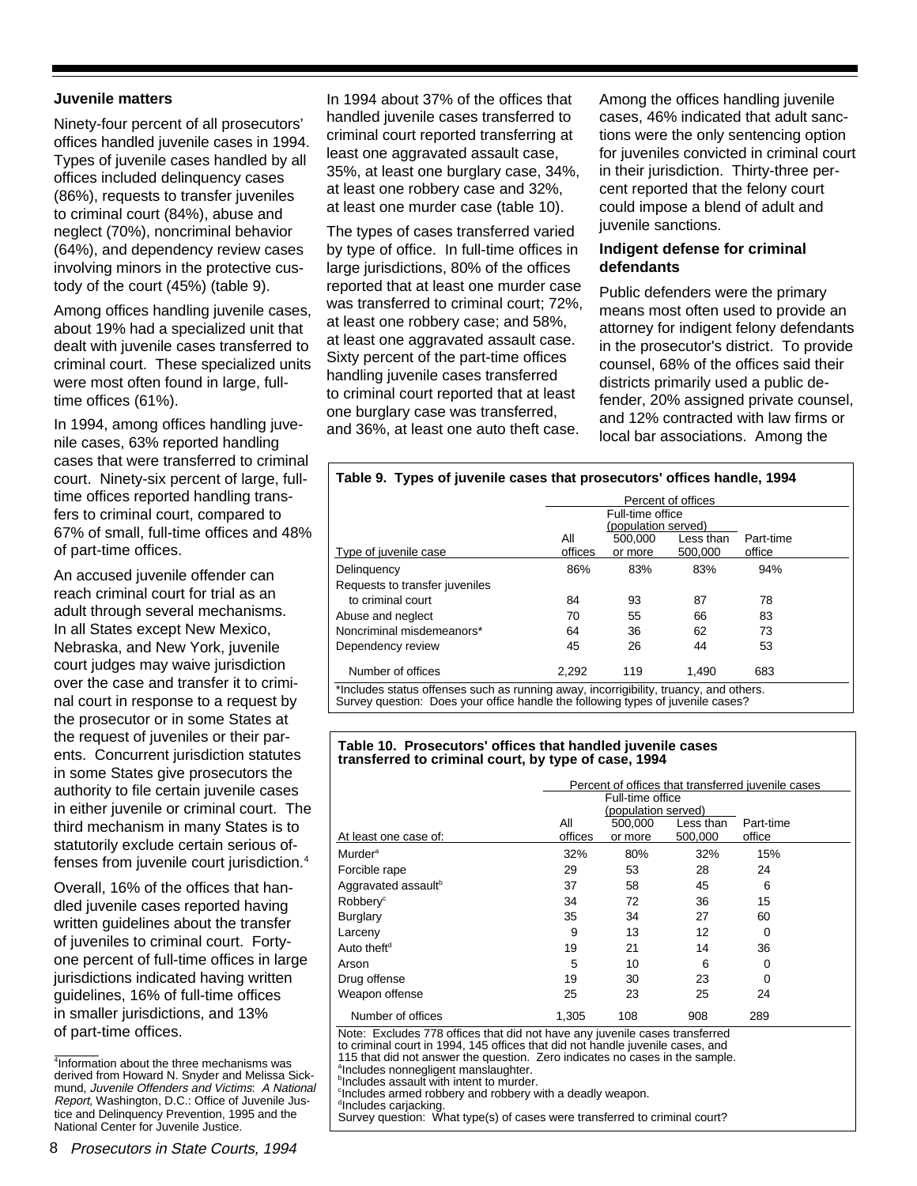### Juvenile matters

Ninety-four percent of all prosecutors' offices handled juvenile cases in 1994. Types of juvenile cases handled by all offices included delinquency cases (86%), requests to transfer juveniles to criminal court (84%), abuse and neglect (70%), noncriminal behavior (64%), and dependency review cases involving minors in the protective custody of the court (45%) (table 9).

Among offices handling juvenile cases, about 19% had a specialized unit that dealt with juvenile cases transferred to criminal court. These specialized units were most often found in large, full-time offices (61%).

In 1994, among offices handling juvenile cases, 63% reported handling cases that were transferred to criminal court. Ninety-six percent of large, full-time offices reported handling transfers to criminal court, compared to 67% of small, full-time offices and 48% of part-time offices.

An accused juvenile offender can reach criminal court for trial as an adult through several mechanisms. In all States except New Mexico, Nebraska, and New York, juvenile court judges may waive jurisdiction over the case and transfer it to criminal court in response to a request by the prosecutor or in some States at the request of juveniles or their parents. Concurrent jurisdiction statutes in some States give prosecutors the authority to file certain juvenile cases in either juvenile or criminal court. The third mechanism in many States is to statutorily exclude certain serious offenses from juvenile court jurisdiction.[4]

Overall, 16% of the offices that handled juvenile cases reported having written guidelines about the transfer of juveniles to criminal court. Forty-one percent of full-time offices in large jurisdictions indicated having written guidelines, 16% of full-time offices in smaller jurisdictions, and 13% of part-time offices.

In 1994 about 37% of the offices that handled juvenile cases transferred to criminal court reported transferring at least one aggravated assault case, 35%, at least one burglary case, 34%, at least one robbery case and 32%, at least one murder case (table 10).

The types of cases transferred varied by type of office. In full-time offices in large jurisdictions, 80% of the offices reported that at least one murder case was transferred to criminal court; 72%, at least one robbery case; and 58%, at least one aggravated assault case. Sixty percent of the part-time offices handling juvenile cases transferred to criminal court reported that at least one burglary case was transferred, and 36%, at least one auto theft case.

Among the offices handling juvenile cases, 46% indicated that adult sanctions were the only sentencing option for juveniles convicted in criminal court in their jurisdiction. Thirty-three percent reported that the felony court could impose a blend of adult and juvenile sanctions.

### Indigent defense for criminal defendants

Public defenders were the primary means most often used to provide an attorney for indigent felony defendants in the prosecutor's district. To provide counsel, 68% of the offices said their districts primarily used a public defender, 20% assigned private counsel, and 12% contracted with law firms or local bar associations. Among the

**Table 9. Types of juvenile cases that prosecutors' offices handle, 1994**

| | Percent of offices | | | |
|---|---|---|---|---|
| | | Full-time office (population served) | | |
| Type of juvenile case | All offices | 500,000 or more | Less than 500,000 | Part-time office |
| Delinquency | 86% | 83% | 83% | 94% |
| Requests to transfer juveniles to criminal court | 84 | 93 | 87 | 78 |
| Abuse and neglect | 70 | 55 | 66 | 83 |
| Noncriminal misdemeanors* | 64 | 36 | 62 | 73 |
| Dependency review | 45 | 26 | 44 | 53 |
| Number of offices | 2,292 | 119 | 1,490 | 683 |

*Includes status offenses such as running away, incorrigibility, truancy, and others.
Survey question: Does your office handle the following types of juvenile cases?

**Table 10. Prosecutors' offices that handled juvenile cases transferred to criminal court, by type of case, 1994**

| | Percent of offices that transferred juvenile cases | | | |
|---|---|---|---|---|
| | | Full-time office (population served) | | |
| At least one case of: | All offices | 500,000 or more | Less than 500,000 | Part-time office |
| Murder[a] | 32% | 80% | 32% | 15% |
| Forcible rape | 29 | 53 | 28 | 24 |
| Aggravated assault[b] | 37 | 58 | 45 | 6 |
| Robbery[c] | 34 | 72 | 36 | 15 |
| Burglary | 35 | 34 | 27 | 60 |
| Larceny | 9 | 13 | 12 | 0 |
| Auto theft[d] | 19 | 21 | 14 | 36 |
| Arson | 5 | 10 | 6 | 0 |
| Drug offense | 19 | 30 | 23 | 0 |
| Weapon offense | 25 | 23 | 25 | 24 |
| Number of offices | 1,305 | 108 | 908 | 289 |

Note: Excludes 778 offices that did not have any juvenile cases transferred to criminal court in 1994, 145 offices that did not handle juvenile cases, and 115 that did not answer the question. Zero indicates no cases in the sample.
[a]Includes nonnegligent manslaughter.
[b]Includes assault with intent to murder.
[c]Includes armed robbery and robbery with a deadly weapon.
[d]Includes carjacking.
Survey question: What type(s) of cases were transferred to criminal court?

---

[4]Information about the three mechanisms was derived from Howard N. Snyder and Melissa Sickmund, *Juvenile Offenders and Victims: A National Report*, Washington, D.C.: Office of Juvenile Justice and Delinquency Prevention, 1995 and the National Center for Juvenile Justice.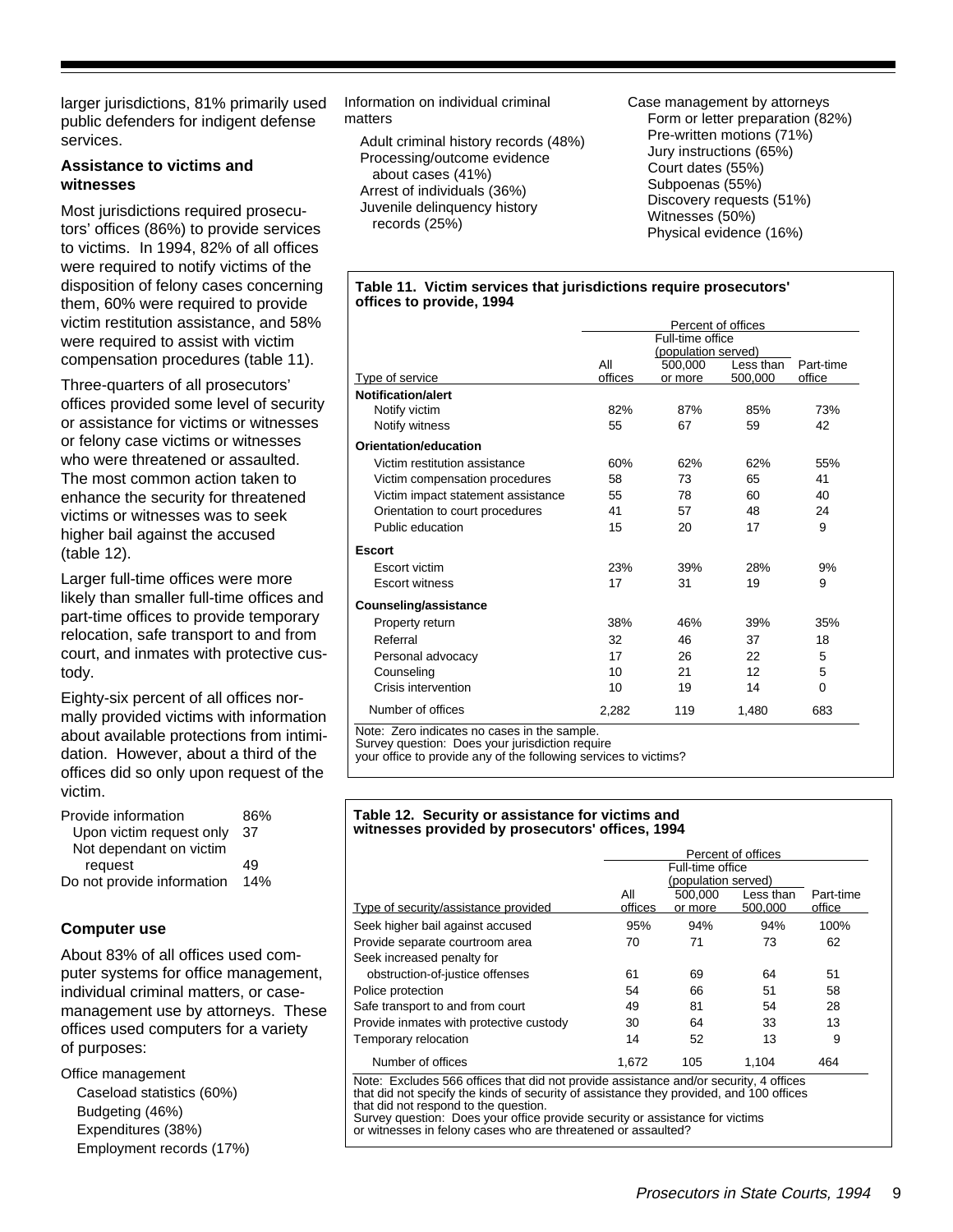larger jurisdictions, 81% primarily used public defenders for indigent defense services.

### Assistance to victims and witnesses

Most jurisdictions required prosecutors' offices (86%) to provide services to victims. In 1994, 82% of all offices were required to notify victims of the disposition of felony cases concerning them, 60% were required to provide victim restitution assistance, and 58% were required to assist with victim compensation procedures (table 11).

Three-quarters of all prosecutors' offices provided some level of security or assistance for victims or witnesses or felony case victims or witnesses who were threatened or assaulted. The most common action taken to enhance the security for threatened victims or witnesses was to seek higher bail against the accused (table 12).

Larger full-time offices were more likely than smaller full-time offices and part-time offices to provide temporary relocation, safe transport to and from court, and inmates with protective custody.

Eighty-six percent of all offices normally provided victims with information about available protections from intimidation. However, about a third of the offices did so only upon request of the victim.

| | |
|---|---|
| Provide information | 86% |
| Upon victim request only | 37 |
| Not dependant on victim request | 49 |
| Do not provide information | 14% |

### Computer use

About 83% of all offices used computer systems for office management, individual criminal matters, or case-management use by attorneys. These offices used computers for a variety of purposes:

Office management
- Caseload statistics (60%)
- Budgeting (46%)
- Expenditures (38%)
- Employment records (17%)

Information on individual criminal matters
- Adult criminal history records (48%)
- Processing/outcome evidence about cases (41%)
- Arrest of individuals (36%)
- Juvenile delinquency history records (25%)

Case management by attorneys
- Form or letter preparation (82%)
- Pre-written motions (71%)
- Jury instructions (65%)
- Court dates (55%)
- Subpoenas (55%)
- Discovery requests (51%)
- Witnesses (50%)
- Physical evidence (16%)

**Table 11. Victim services that jurisdictions require prosecutors' offices to provide, 1994**

| | Percent of offices | | | |
|---|---|---|---|---|
| | | Full-time office (population served) | | |
| Type of service | All offices | 500,000 or more | Less than 500,000 | Part-time office |
| **Notification/alert** | | | | |
| Notify victim | 82% | 87% | 85% | 73% |
| Notify witness | 55 | 67 | 59 | 42 |
| **Orientation/education** | | | | |
| Victim restitution assistance | 60% | 62% | 62% | 55% |
| Victim compensation procedures | 58 | 73 | 65 | 41 |
| Victim impact statement assistance | 55 | 78 | 60 | 40 |
| Orientation to court procedures | 41 | 57 | 48 | 24 |
| Public education | 15 | 20 | 17 | 9 |
| **Escort** | | | | |
| Escort victim | 23% | 39% | 28% | 9% |
| Escort witness | 17 | 31 | 19 | 9 |
| **Counseling/assistance** | | | | |
| Property return | 38% | 46% | 39% | 35% |
| Referral | 32 | 46 | 37 | 18 |
| Personal advocacy | 17 | 26 | 22 | 5 |
| Counseling | 10 | 21 | 12 | 5 |
| Crisis intervention | 10 | 19 | 14 | 0 |
| Number of offices | 2,282 | 119 | 1,480 | 683 |

Note: Zero indicates no cases in the sample.
Survey question: Does your jurisdiction require your office to provide any of the following services to victims?

**Table 12. Security or assistance for victims and witnesses provided by prosecutors' offices, 1994**

| | Percent of offices | | | |
|---|---|---|---|---|
| | | Full-time office (population served) | | |
| Type of security/assistance provided | All offices | 500,000 or more | Less than 500,000 | Part-time office |
| Seek higher bail against accused | 95% | 94% | 94% | 100% |
| Provide separate courtroom area | 70 | 71 | 73 | 62 |
| Seek increased penalty for obstruction-of-justice offenses | 61 | 69 | 64 | 51 |
| Police protection | 54 | 66 | 51 | 58 |
| Safe transport to and from court | 49 | 81 | 54 | 28 |
| Provide inmates with protective custody | 30 | 64 | 33 | 13 |
| Temporary relocation | 14 | 52 | 13 | 9 |
| Number of offices | 1,672 | 105 | 1,104 | 464 |

Note: Excludes 566 offices that did not provide assistance and/or security, 4 offices that did not specify the kinds of security of assistance they provided, and 100 offices that did not respond to the question.
Survey question: Does your office provide security or assistance for victims or witnesses in felony cases who are threatened or assaulted?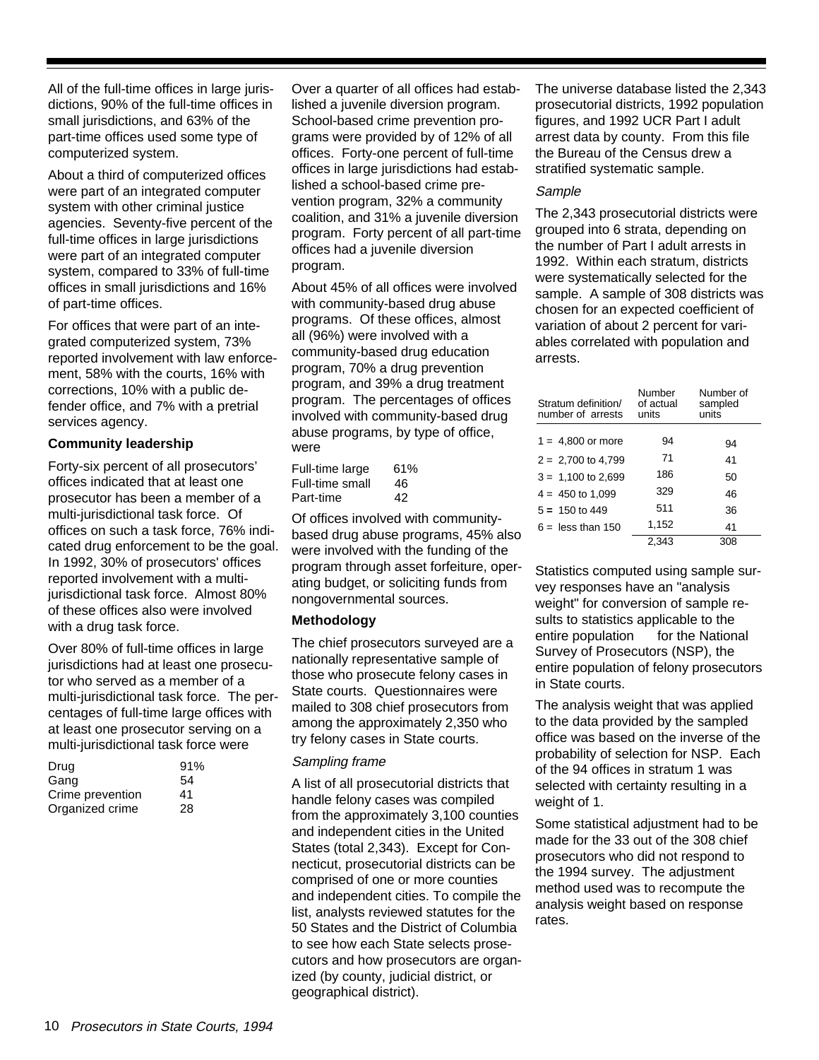All of the full-time offices in large jurisdictions, 90% of the full-time offices in small jurisdictions, and 63% of the part-time offices used some type of computerized system.

About a third of computerized offices were part of an integrated computer system with other criminal justice agencies. Seventy-five percent of the full-time offices in large jurisdictions were part of an integrated computer system, compared to 33% of full-time offices in small jurisdictions and 16% of part-time offices.

For offices that were part of an integrated computerized system, 73% reported involvement with law enforcement, 58% with the courts, 16% with corrections, 10% with a public defender office, and 7% with a pretrial services agency.

**Community leadership**

Forty-six percent of all prosecutors' offices indicated that at least one prosecutor has been a member of a multi-jurisdictional task force. Of offices on such a task force, 76% indicated drug enforcement to be the goal. In 1992, 30% of prosecutors' offices reported involvement with a multi-jurisdictional task force. Almost 80% of these offices also were involved with a drug task force.

Over 80% of full-time offices in large jurisdictions had at least one prosecutor who served as a member of a multi-jurisdictional task force. The percentages of full-time large offices with at least one prosecutor serving on a multi-jurisdictional task force were

| | |
|---|---|
| Drug | 91% |
| Gang | 54 |
| Crime prevention | 41 |
| Organized crime | 28 |

Over a quarter of all offices had established a juvenile diversion program. School-based crime prevention programs were provided by of 12% of all offices. Forty-one percent of full-time offices in large jurisdictions had established a school-based crime prevention program, 32% a community coalition, and 31% a juvenile diversion program. Forty percent of all part-time offices had a juvenile diversion program.

About 45% of all offices were involved with community-based drug abuse programs. Of these offices, almost all (96%) were involved with a community-based drug education program, 70% a drug prevention program, and 39% a drug treatment program. The percentages of offices involved with community-based drug abuse programs, by type of office, were

| | |
|---|---|
| Full-time large | 61% |
| Full-time small | 46 |
| Part-time | 42 |

Of offices involved with community-based drug abuse programs, 45% also were involved with the funding of the program through asset forfeiture, operating budget, or soliciting funds from nongovernmental sources.

**Methodology**

The chief prosecutors surveyed are a nationally representative sample of those who prosecute felony cases in State courts. Questionnaires were mailed to 308 chief prosecutors from among the approximately 2,350 who try felony cases in State courts.

*Sampling frame*

A list of all prosecutorial districts that handle felony cases was compiled from the approximately 3,100 counties and independent cities in the United States (total 2,343). Except for Connecticut, prosecutorial districts can be comprised of one or more counties and independent cities. To compile the list, analysts reviewed statutes for the 50 States and the District of Columbia to see how each State selects prosecutors and how prosecutors are organized (by county, judicial district, or geographical district).

The universe database listed the 2,343 prosecutorial districts, 1992 population figures, and 1992 UCR Part I adult arrest data by county. From this file the Bureau of the Census drew a stratified systematic sample.

*Sample*

The 2,343 prosecutorial districts were grouped into 6 strata, depending on the number of Part I adult arrests in 1992. Within each stratum, districts were systematically selected for the sample. A sample of 308 districts was chosen for an expected coefficient of variation of about 2 percent for variables correlated with population and arrests.

| Stratum definition/ number of arrests | Number of actual units | Number of sampled units |
|---|---|---|
| 1 = 4,800 or more | 94 | 94 |
| 2 = 2,700 to 4,799 | 71 | 41 |
| 3 = 1,100 to 2,699 | 186 | 50 |
| 4 = 450 to 1,099 | 329 | 46 |
| 5 = 150 to 449 | 511 | 36 |
| 6 = less than 150 | 1,152 | 41 |
| | 2,343 | 308 |

Statistics computed using sample survey responses have an "analysis weight" for conversion of sample results to statistics applicable to the entire population for the National Survey of Prosecutors (NSP), the entire population of felony prosecutors in State courts.

The analysis weight that was applied to the data provided by the sampled office was based on the inverse of the probability of selection for NSP. Each of the 94 offices in stratum 1 was selected with certainty resulting in a weight of 1.

Some statistical adjustment had to be made for the 33 out of the 308 chief prosecutors who did not respond to the 1994 survey. The adjustment method used was to recompute the analysis weight based on response rates.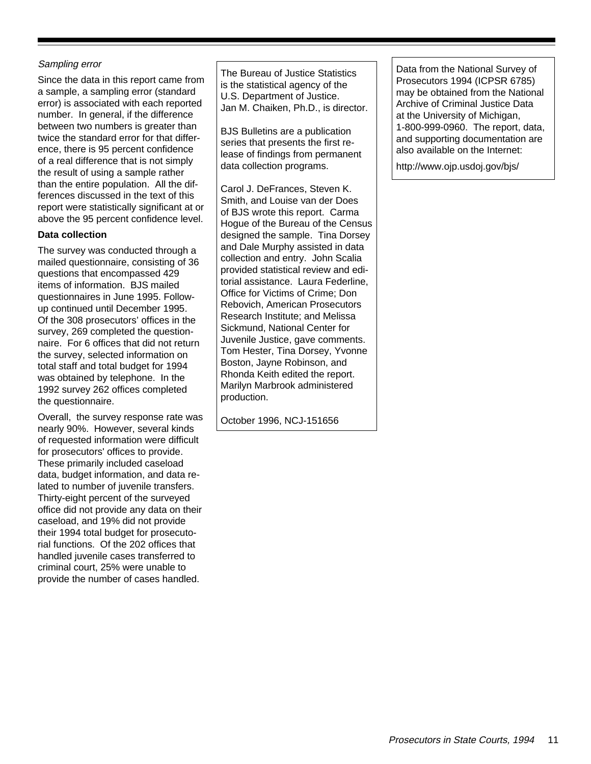*Sampling error*

Since the data in this report came from a sample, a sampling error (standard error) is associated with each reported number. In general, if the difference between two numbers is greater than twice the standard error for that difference, there is 95 percent confidence of a real difference that is not simply the result of using a sample rather than the entire population. All the differences discussed in the text of this report were statistically significant at or above the 95 percent confidence level.

**Data collection**

The survey was conducted through a mailed questionnaire, consisting of 36 questions that encompassed 429 items of information. BJS mailed questionnaires in June 1995. Follow-up continued until December 1995. Of the 308 prosecutors' offices in the survey, 269 completed the questionnaire. For 6 offices that did not return the survey, selected information on total staff and total budget for 1994 was obtained by telephone. In the 1992 survey 262 offices completed the questionnaire.

Overall, the survey response rate was nearly 90%. However, several kinds of requested information were difficult for prosecutors' offices to provide. These primarily included caseload data, budget information, and data related to number of juvenile transfers. Thirty-eight percent of the surveyed office did not provide any data on their caseload, and 19% did not provide their 1994 total budget for prosecutorial functions. Of the 202 offices that handled juvenile cases transferred to criminal court, 25% were unable to provide the number of cases handled.

The Bureau of Justice Statistics is the statistical agency of the U.S. Department of Justice. Jan M. Chaiken, Ph.D., is director.

BJS Bulletins are a publication series that presents the first release of findings from permanent data collection programs.

Carol J. DeFrances, Steven K. Smith, and Louise van der Does of BJS wrote this report. Carma Hogue of the Bureau of the Census designed the sample. Tina Dorsey and Dale Murphy assisted in data collection and entry. John Scalia provided statistical review and editorial assistance. Laura Federline, Office for Victims of Crime; Don Rebovich, American Prosecutors Research Institute; and Melissa Sickmund, National Center for Juvenile Justice, gave comments. Tom Hester, Tina Dorsey, Yvonne Boston, Jayne Robinson, and Rhonda Keith edited the report. Marilyn Marbrook administered production.

October 1996, NCJ-151656

Data from the National Survey of Prosecutors 1994 (ICPSR 6785) may be obtained from the National Archive of Criminal Justice Data at the University of Michigan, 1-800-999-0960. The report, data, and supporting documentation are also available on the Internet:

http://www.ojp.usdoj.gov/bjs/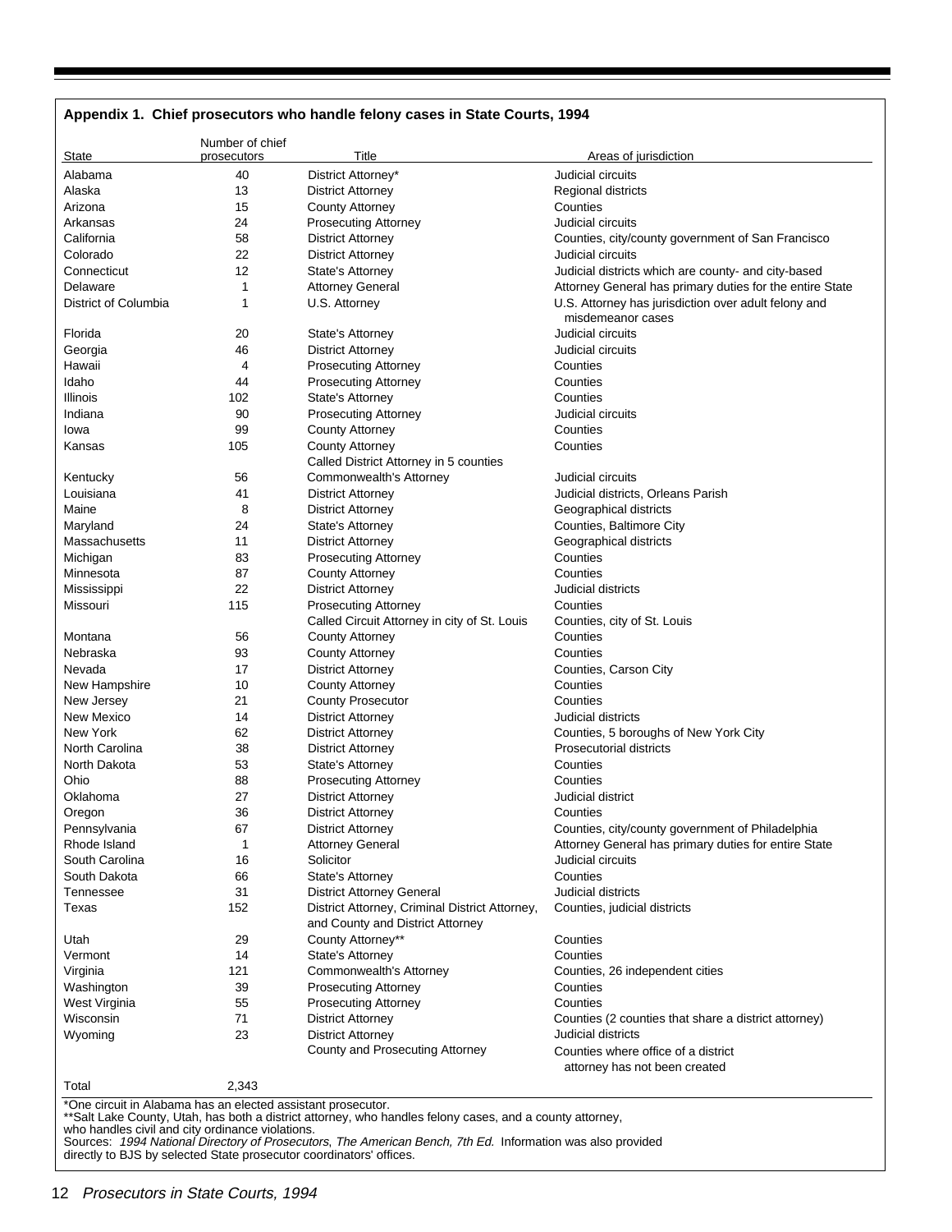## Appendix 1. Chief prosecutors who handle felony cases in State Courts, 1994

| State | Number of chief prosecutors | Title | Areas of jurisdiction |
|---|---|---|---|
| Alabama | 40 | District Attorney* | Judicial circuits |
| Alaska | 13 | District Attorney | Regional districts |
| Arizona | 15 | County Attorney | Counties |
| Arkansas | 24 | Prosecuting Attorney | Judicial circuits |
| California | 58 | District Attorney | Counties, city/county government of San Francisco |
| Colorado | 22 | District Attorney | Judicial circuits |
| Connecticut | 12 | State's Attorney | Judicial districts which are county- and city-based |
| Delaware | 1 | Attorney General | Attorney General has primary duties for the entire State |
| District of Columbia | 1 | U.S. Attorney | U.S. Attorney has jurisdiction over adult felony and misdemeanor cases |
| Florida | 20 | State's Attorney | Judicial circuits |
| Georgia | 46 | District Attorney | Judicial circuits |
| Hawaii | 4 | Prosecuting Attorney | Counties |
| Idaho | 44 | Prosecuting Attorney | Counties |
| Illinois | 102 | State's Attorney | Counties |
| Indiana | 90 | Prosecuting Attorney | Judicial circuits |
| Iowa | 99 | County Attorney | Counties |
| Kansas | 105 | County Attorney<br>Called District Attorney in 5 counties | Counties |
| Kentucky | 56 | Commonwealth's Attorney | Judicial circuits |
| Louisiana | 41 | District Attorney | Judicial districts, Orleans Parish |
| Maine | 8 | District Attorney | Geographical districts |
| Maryland | 24 | State's Attorney | Counties, Baltimore City |
| Massachusetts | 11 | District Attorney | Geographical districts |
| Michigan | 83 | Prosecuting Attorney | Counties |
| Minnesota | 87 | County Attorney | Counties |
| Mississippi | 22 | District Attorney | Judicial districts |
| Missouri | 115 | Prosecuting Attorney<br>Called Circuit Attorney in city of St. Louis | Counties<br>Counties, city of St. Louis |
| Montana | 56 | County Attorney | Counties |
| Nebraska | 93 | County Attorney | Counties |
| Nevada | 17 | District Attorney | Counties, Carson City |
| New Hampshire | 10 | County Attorney | Counties |
| New Jersey | 21 | County Prosecutor | Counties |
| New Mexico | 14 | District Attorney | Judicial districts |
| New York | 62 | District Attorney | Counties, 5 boroughs of New York City |
| North Carolina | 38 | District Attorney | Prosecutorial districts |
| North Dakota | 53 | State's Attorney | Counties |
| Ohio | 88 | Prosecuting Attorney | Counties |
| Oklahoma | 27 | District Attorney | Judicial district |
| Oregon | 36 | District Attorney | Counties |
| Pennsylvania | 67 | District Attorney | Counties, city/county government of Philadelphia |
| Rhode Island | 1 | Attorney General | Attorney General has primary duties for entire State |
| South Carolina | 16 | Solicitor | Judicial circuits |
| South Dakota | 66 | State's Attorney | Counties |
| Tennessee | 31 | District Attorney General | Judicial districts |
| Texas | 152 | District Attorney, Criminal District Attorney, and County and District Attorney | Counties, judicial districts |
| Utah | 29 | County Attorney** | Counties |
| Vermont | 14 | State's Attorney | Counties |
| Virginia | 121 | Commonwealth's Attorney | Counties, 26 independent cities |
| Washington | 39 | Prosecuting Attorney | Counties |
| West Virginia | 55 | Prosecuting Attorney | Counties |
| Wisconsin | 71 | District Attorney | Counties (2 counties that share a district attorney) |
| Wyoming | 23 | District Attorney<br>County and Prosecuting Attorney | Judicial districts<br>Counties where office of a district attorney has not been created |
| Total | 2,343 | | |

*One circuit in Alabama has an elected assistant prosecutor.
**Salt Lake County, Utah, has both a district attorney, who handles felony cases, and a county attorney, who handles civil and city ordinance violations.
Sources: *1994 National Directory of Prosecutors*, *The American Bench, 7th Ed.* Information was also provided directly to BJS by selected State prosecutor coordinators' offices.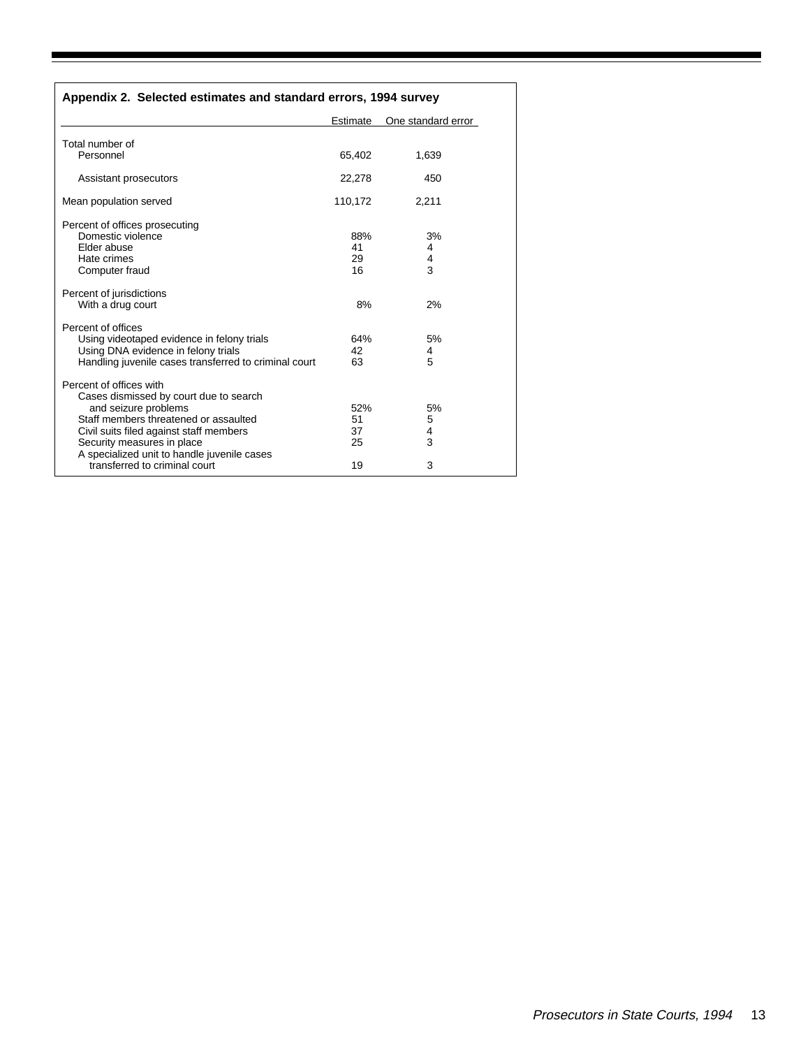## Appendix 2. Selected estimates and standard errors, 1994 survey

| | Estimate | One standard error |
|---|---|---|
| Total number of | | |
| Personnel | 65,402 | 1,639 |
| Assistant prosecutors | 22,278 | 450 |
| Mean population served | 110,172 | 2,211 |
| Percent of offices prosecuting | | |
| Domestic violence | 88% | 3% |
| Elder abuse | 41 | 4 |
| Hate crimes | 29 | 4 |
| Computer fraud | 16 | 3 |
| Percent of jurisdictions | | |
| With a drug court | 8% | 2% |
| Percent of offices | | |
| Using videotaped evidence in felony trials | 64% | 5% |
| Using DNA evidence in felony trials | 42 | 4 |
| Handling juvenile cases transferred to criminal court | 63 | 5 |
| Percent of offices with | | |
| Cases dismissed by court due to search and seizure problems | 52% | 5% |
| Staff members threatened or assaulted | 51 | 5 |
| Civil suits filed against staff members | 37 | 4 |
| Security measures in place | 25 | 3 |
| A specialized unit to handle juvenile cases transferred to criminal court | 19 | 3 |